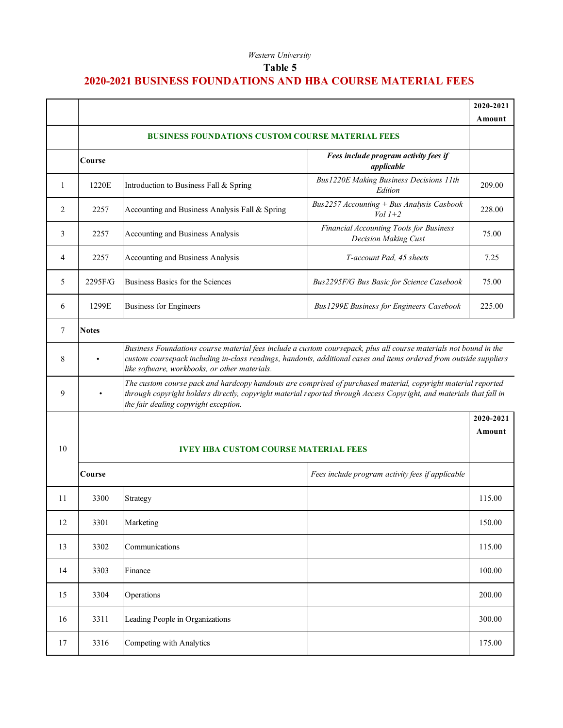Western University

**Table 5**

## 2020-2021 BUSINESS FOUNDATIONS AND HBA COURSE MATERIAL FEES

| | | | | 2020-2021 Amount |
|---|---|---|---|---|
| | **BUSINESS FOUNDATIONS CUSTOM COURSE MATERIAL FEES** | | | |
| | **Course** | | ***Fees include program activity fees if applicable*** | |
| 1 | 1220E | Introduction to Business Fall & Spring | *Bus1220E Making Business Decisions 11th Edition* | 209.00 |
| 2 | 2257 | Accounting and Business Analysis Fall & Spring | *Bus2257 Accounting + Bus Analysis Casbook Vol 1+2* | 228.00 |
| 3 | 2257 | Accounting and Business Analysis | *Financial Accounting Tools for Business Decision Making Cust* | 75.00 |
| 4 | 2257 | Accounting and Business Analysis | *T-account Pad, 45 sheets* | 7.25 |
| 5 | 2295F/G | Business Basics for the Sciences | *Bus2295F/G Bus Basic for Science Casebook* | 75.00 |
| 6 | 1299E | Business for Engineers | *Bus1299E Business for Engineers Casebook* | 225.00 |
| 7 | **Notes** | | | |
| 8 | • | *Business Foundations course material fees include a custom coursepack, plus all course materials not bound in the custom coursepack including in-class readings, handouts, additional cases and items ordered from outside suppliers like software, workbooks, or other materials.* | | |
| 9 | • | *The custom course pack and hardcopy handouts are comprised of purchased material, copyright material reported through copyright holders directly, copyright material reported through Access Copyright, and materials that fall in the fair dealing copyright exception.* | | |
| 10 | | | | **2020-2021 Amount** |
| | **IVEY HBA CUSTOM COURSE MATERIAL FEES** | | | |
| | **Course** | | *Fees include program activity fees if applicable* | |
| 11 | 3300 | Strategy | | 115.00 |
| 12 | 3301 | Marketing | | 150.00 |
| 13 | 3302 | Communications | | 115.00 |
| 14 | 3303 | Finance | | 100.00 |
| 15 | 3304 | Operations | | 200.00 |
| 16 | 3311 | Leading People in Organizations | | 300.00 |
| 17 | 3316 | Competing with Analytics | | 175.00 |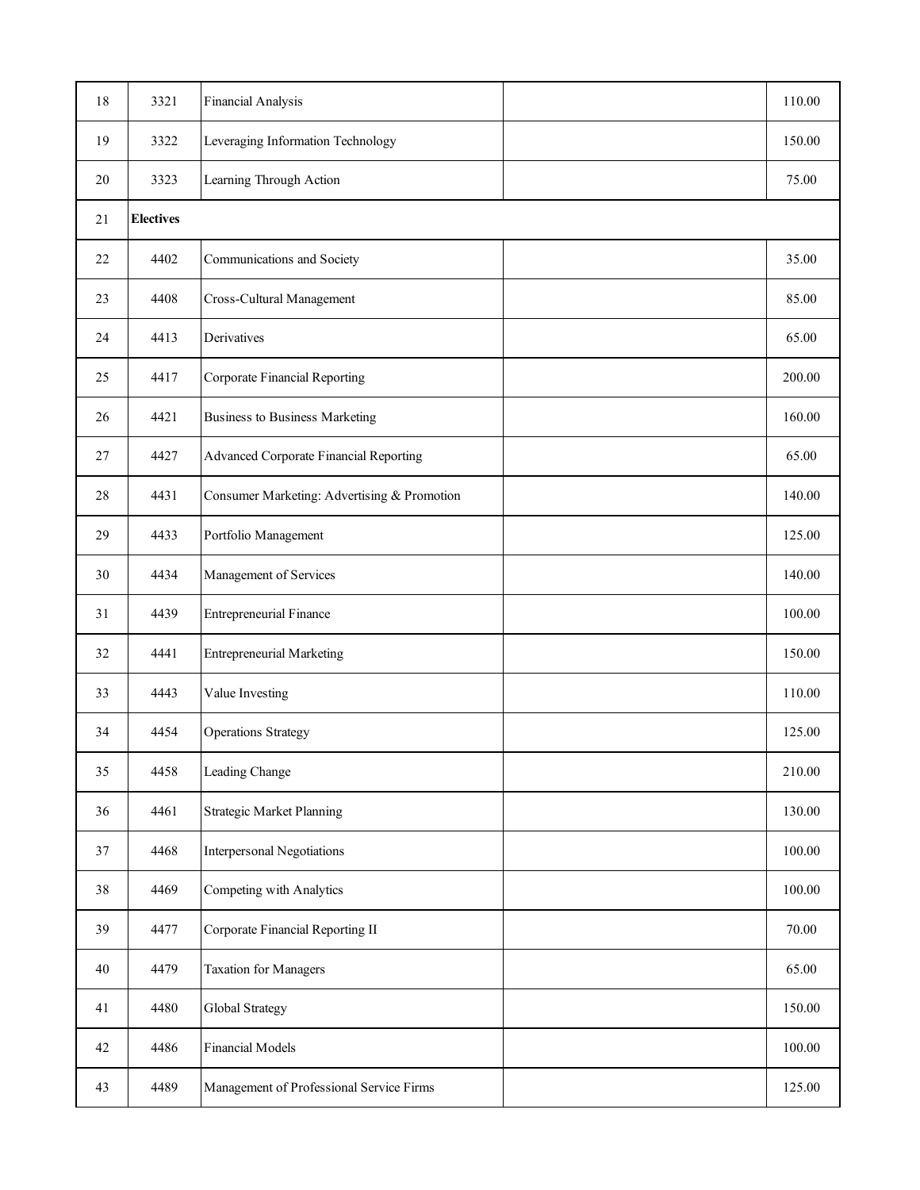| | | | | |
|---|---|---|---|---|
| 18 | 3321 | Financial Analysis | | 110.00 |
| 19 | 3322 | Leveraging Information Technology | | 150.00 |
| 20 | 3323 | Learning Through Action | | 75.00 |
| 21 | **Electives** | | | |
| 22 | 4402 | Communications and Society | | 35.00 |
| 23 | 4408 | Cross-Cultural Management | | 85.00 |
| 24 | 4413 | Derivatives | | 65.00 |
| 25 | 4417 | Corporate Financial Reporting | | 200.00 |
| 26 | 4421 | Business to Business Marketing | | 160.00 |
| 27 | 4427 | Advanced Corporate Financial Reporting | | 65.00 |
| 28 | 4431 | Consumer Marketing: Advertising & Promotion | | 140.00 |
| 29 | 4433 | Portfolio Management | | 125.00 |
| 30 | 4434 | Management of Services | | 140.00 |
| 31 | 4439 | Entrepreneurial Finance | | 100.00 |
| 32 | 4441 | Entrepreneurial Marketing | | 150.00 |
| 33 | 4443 | Value Investing | | 110.00 |
| 34 | 4454 | Operations Strategy | | 125.00 |
| 35 | 4458 | Leading Change | | 210.00 |
| 36 | 4461 | Strategic Market Planning | | 130.00 |
| 37 | 4468 | Interpersonal Negotiations | | 100.00 |
| 38 | 4469 | Competing with Analytics | | 100.00 |
| 39 | 4477 | Corporate Financial Reporting II | | 70.00 |
| 40 | 4479 | Taxation for Managers | | 65.00 |
| 41 | 4480 | Global Strategy | | 150.00 |
| 42 | 4486 | Financial Models | | 100.00 |
| 43 | 4489 | Management of Professional Service Firms | | 125.00 |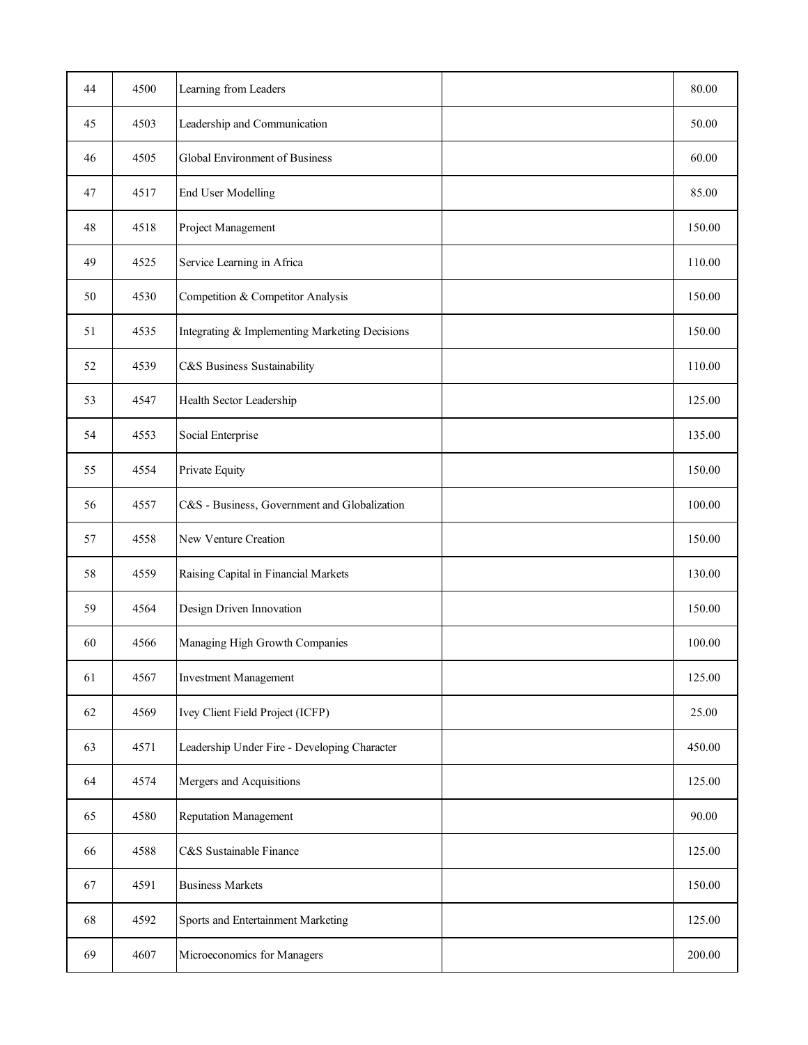| | | | | |
|---|---|---|---|---|
| 44 | 4500 | Learning from Leaders | | 80.00 |
| 45 | 4503 | Leadership and Communication | | 50.00 |
| 46 | 4505 | Global Environment of Business | | 60.00 |
| 47 | 4517 | End User Modelling | | 85.00 |
| 48 | 4518 | Project Management | | 150.00 |
| 49 | 4525 | Service Learning in Africa | | 110.00 |
| 50 | 4530 | Competition & Competitor Analysis | | 150.00 |
| 51 | 4535 | Integrating & Implementing Marketing Decisions | | 150.00 |
| 52 | 4539 | C&S Business Sustainability | | 110.00 |
| 53 | 4547 | Health Sector Leadership | | 125.00 |
| 54 | 4553 | Social Enterprise | | 135.00 |
| 55 | 4554 | Private Equity | | 150.00 |
| 56 | 4557 | C&S - Business, Government and Globalization | | 100.00 |
| 57 | 4558 | New Venture Creation | | 150.00 |
| 58 | 4559 | Raising Capital in Financial Markets | | 130.00 |
| 59 | 4564 | Design Driven Innovation | | 150.00 |
| 60 | 4566 | Managing High Growth Companies | | 100.00 |
| 61 | 4567 | Investment Management | | 125.00 |
| 62 | 4569 | Ivey Client Field Project (ICFP) | | 25.00 |
| 63 | 4571 | Leadership Under Fire - Developing Character | | 450.00 |
| 64 | 4574 | Mergers and Acquisitions | | 125.00 |
| 65 | 4580 | Reputation Management | | 90.00 |
| 66 | 4588 | C&S Sustainable Finance | | 125.00 |
| 67 | 4591 | Business Markets | | 150.00 |
| 68 | 4592 | Sports and Entertainment Marketing | | 125.00 |
| 69 | 4607 | Microeconomics for Managers | | 200.00 |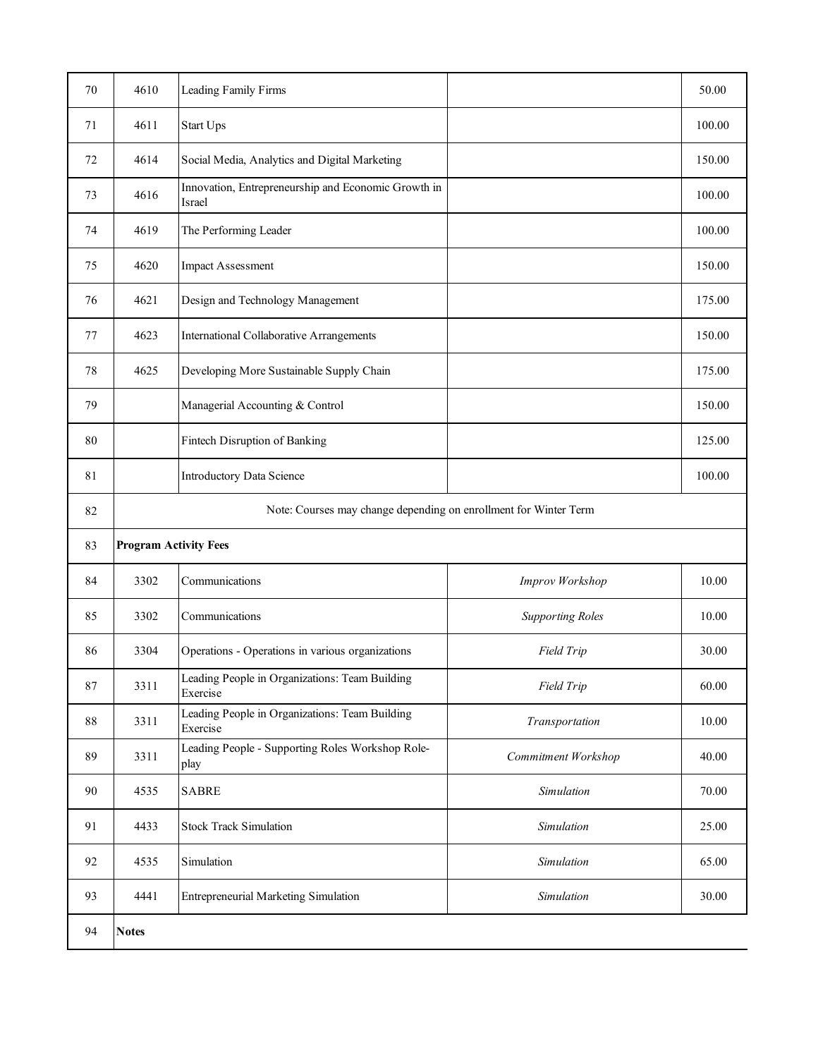| | | | | |
|---|---|---|---|---|
| 70 | 4610 | Leading Family Firms | | 50.00 |
| 71 | 4611 | Start Ups | | 100.00 |
| 72 | 4614 | Social Media, Analytics and Digital Marketing | | 150.00 |
| 73 | 4616 | Innovation, Entrepreneurship and Economic Growth in Israel | | 100.00 |
| 74 | 4619 | The Performing Leader | | 100.00 |
| 75 | 4620 | Impact Assessment | | 150.00 |
| 76 | 4621 | Design and Technology Management | | 175.00 |
| 77 | 4623 | International Collaborative Arrangements | | 150.00 |
| 78 | 4625 | Developing More Sustainable Supply Chain | | 175.00 |
| 79 | | Managerial Accounting & Control | | 150.00 |
| 80 | | Fintech Disruption of Banking | | 125.00 |
| 81 | | Introductory Data Science | | 100.00 |
| 82 | Note: Courses may change depending on enrollment for Winter Term | | | |
| 83 | **Program Activity Fees** | | | |
| 84 | 3302 | Communications | *Improv Workshop* | 10.00 |
| 85 | 3302 | Communications | *Supporting Roles* | 10.00 |
| 86 | 3304 | Operations - Operations in various organizations | *Field Trip* | 30.00 |
| 87 | 3311 | Leading People in Organizations: Team Building Exercise | *Field Trip* | 60.00 |
| 88 | 3311 | Leading People in Organizations: Team Building Exercise | *Transportation* | 10.00 |
| 89 | 3311 | Leading People - Supporting Roles Workshop Role-play | *Commitment Workshop* | 40.00 |
| 90 | 4535 | SABRE | *Simulation* | 70.00 |
| 91 | 4433 | Stock Track Simulation | *Simulation* | 25.00 |
| 92 | 4535 | Simulation | *Simulation* | 65.00 |
| 93 | 4441 | Entrepreneurial Marketing Simulation | *Simulation* | 30.00 |
| 94 | **Notes** | | | |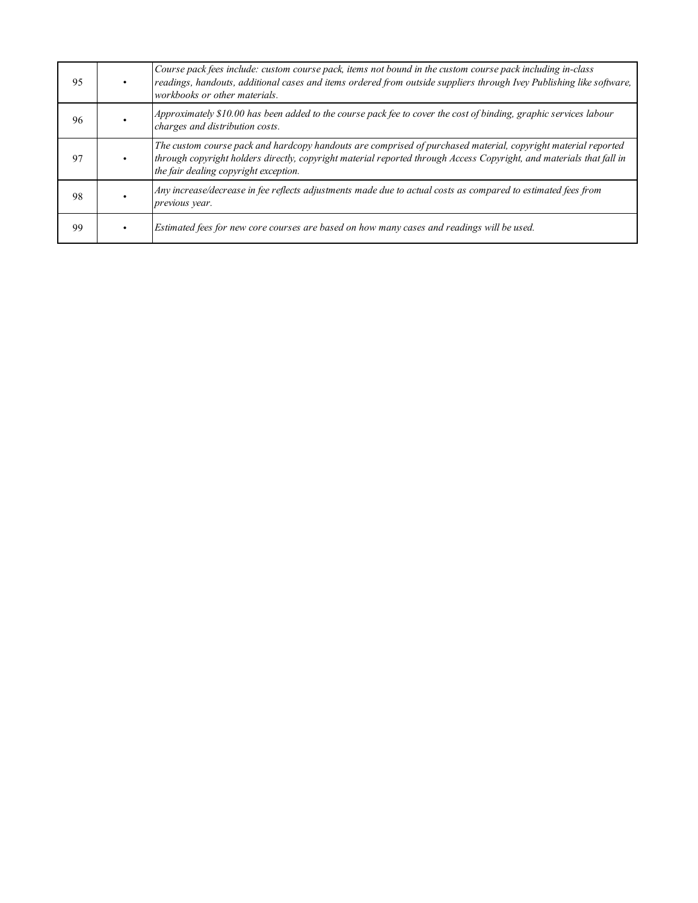| | | |
|---|---|---|
| 95 | • | *Course pack fees include: custom course pack, items not bound in the custom course pack including in-class readings, handouts, additional cases and items ordered from outside suppliers through Ivey Publishing like software, workbooks or other materials.* |
| 96 | • | *Approximately $10.00 has been added to the course pack fee to cover the cost of binding, graphic services labour charges and distribution costs.* |
| 97 | • | *The custom course pack and hardcopy handouts are comprised of purchased material, copyright material reported through copyright holders directly, copyright material reported through Access Copyright, and materials that fall in the fair dealing copyright exception.* |
| 98 | • | *Any increase/decrease in fee reflects adjustments made due to actual costs as compared to estimated fees from previous year.* |
| 99 | • | *Estimated fees for new core courses are based on how many cases and readings will be used.* |